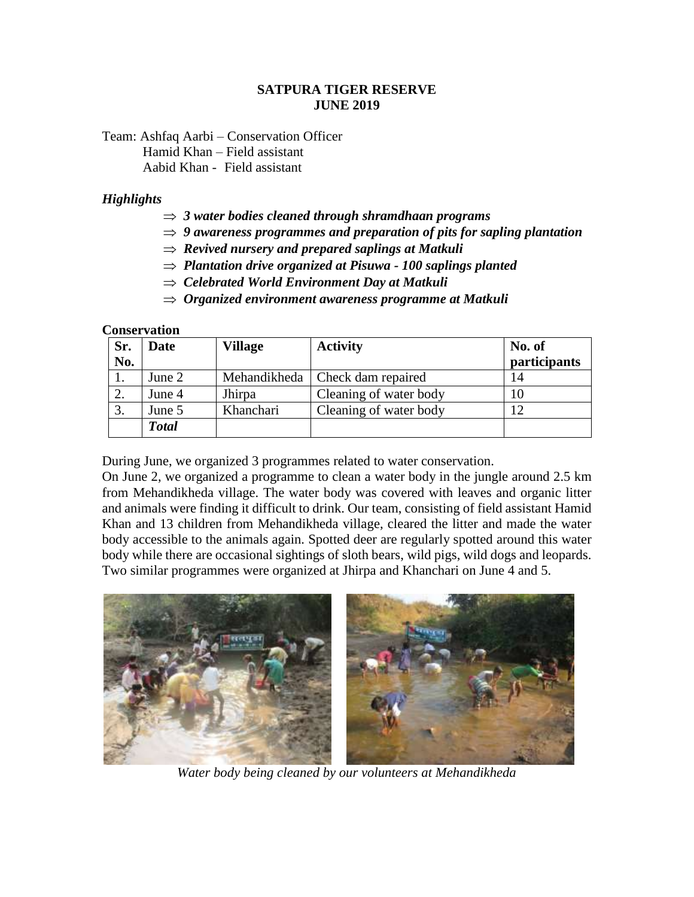**SATPURA TIGER RESERVE**
**JUNE 2019**

Team: Ashfaq Aarbi – Conservation Officer
Hamid Khan – Field assistant
Aabid Khan - Field assistant

### *Highlights*

- ⇒ ***3 water bodies cleaned through shramdhaan programs***
- ⇒ ***9 awareness programmes and preparation of pits for sapling plantation***
- ⇒ ***Revived nursery and prepared saplings at Matkuli***
- ⇒ ***Plantation drive organized at Pisuwa - 100 saplings planted***
- ⇒ ***Celebrated World Environment Day at Matkuli***
- ⇒ ***Organized environment awareness programme at Matkuli***

**Conservation**

| **Sr. No.** | **Date** | **Village** | **Activity** | **No. of participants** |
|---|---|---|---|---|
| 1. | June 2 | Mehandikheda | Check dam repaired | 14 |
| 2. | June 4 | Jhirpa | Cleaning of water body | 10 |
| 3. | June 5 | Khanchari | Cleaning of water body | 12 |
| | ***Total*** | | | |

During June, we organized 3 programmes related to water conservation.
On June 2, we organized a programme to clean a water body in the jungle around 2.5 km from Mehandikheda village. The water body was covered with leaves and organic litter and animals were finding it difficult to drink. Our team, consisting of field assistant Hamid Khan and 13 children from Mehandikheda village, cleared the litter and made the water body accessible to the animals again. Spotted deer are regularly spotted around this water body while there are occasional sightings of sloth bears, wild pigs, wild dogs and leopards. Two similar programmes were organized at Jhirpa and Khanchari on June 4 and 5.

*Water body being cleaned by our volunteers at Mehandikheda*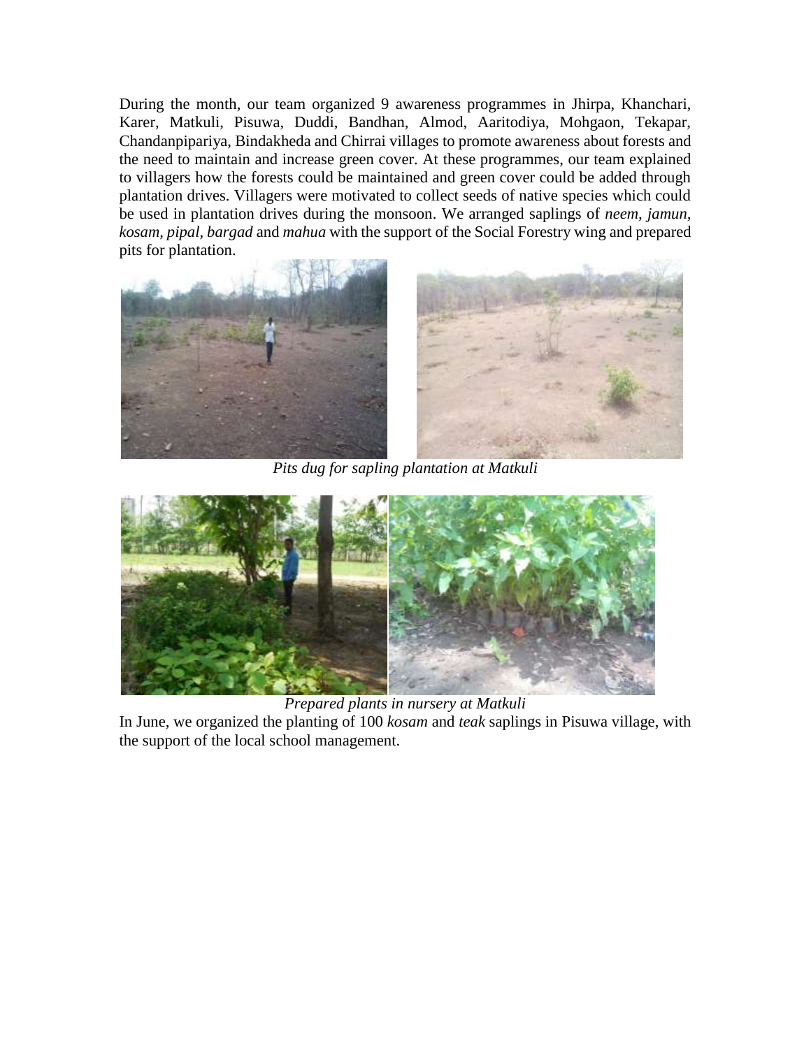During the month, our team organized 9 awareness programmes in Jhirpa, Khanchari, Karer, Matkuli, Pisuwa, Duddi, Bandhan, Almod, Aaritodiya, Mohgaon, Tekapar, Chandanpipariya, Bindakheda and Chirrai villages to promote awareness about forests and the need to maintain and increase green cover. At these programmes, our team explained to villagers how the forests could be maintained and green cover could be added through plantation drives. Villagers were motivated to collect seeds of native species which could be used in plantation drives during the monsoon. We arranged saplings of *neem, jamun, kosam, pipal, bargad* and *mahua* with the support of the Social Forestry wing and prepared pits for plantation.

*Pits dug for sapling plantation at Matkuli*

*Prepared plants in nursery at Matkuli*

In June, we organized the planting of 100 *kosam* and *teak* saplings in Pisuwa village, with the support of the local school management.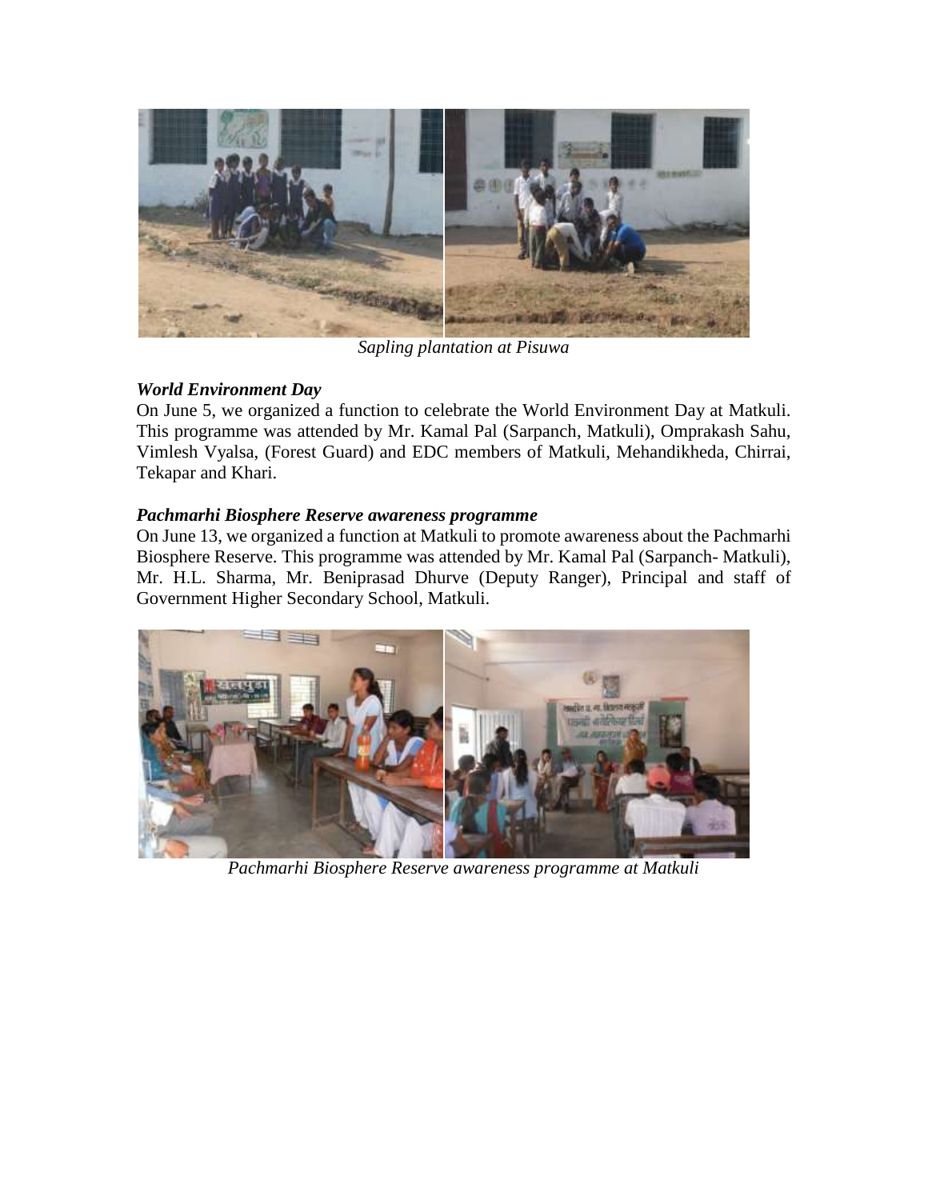*Sapling plantation at Pisuwa*

***World Environment Day***

On June 5, we organized a function to celebrate the World Environment Day at Matkuli. This programme was attended by Mr. Kamal Pal (Sarpanch, Matkuli), Omprakash Sahu, Vimlesh Vyalsa, (Forest Guard) and EDC members of Matkuli, Mehandikheda, Chirrai, Tekapar and Khari.

***Pachmarhi Biosphere Reserve awareness programme***

On June 13, we organized a function at Matkuli to promote awareness about the Pachmarhi Biosphere Reserve. This programme was attended by Mr. Kamal Pal (Sarpanch- Matkuli), Mr. H.L. Sharma, Mr. Beniprasad Dhurve (Deputy Ranger), Principal and staff of Government Higher Secondary School, Matkuli.

*Pachmarhi Biosphere Reserve awareness programme at Matkuli*